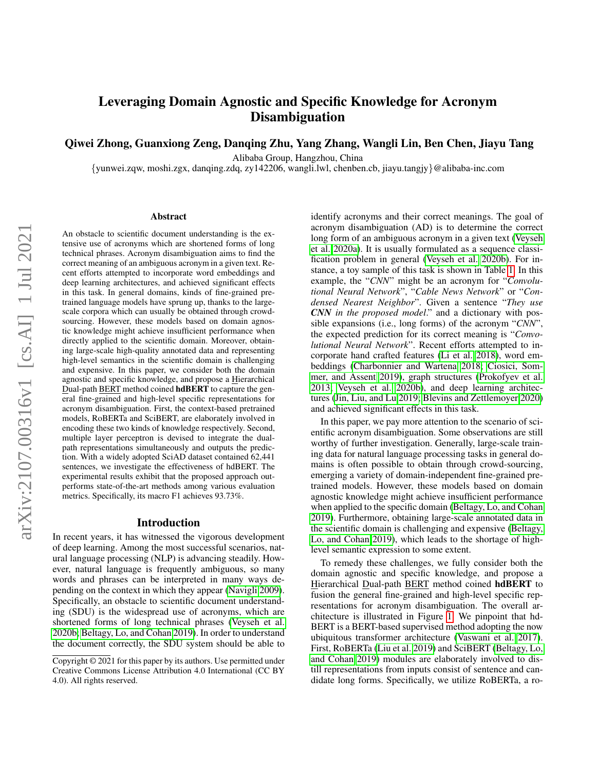# Leveraging Domain Agnostic and Specific Knowledge for Acronym Disambiguation

**Qiwei Zhong, Guanxiong Zeng, Danqing Zhu, Yang Zhang, Wangli Lin, Ben Chen, Jiayu Tang**

Alibaba Group, Hangzhou, China

{yunwei.zqw, moshi.zgx, danqing.zdq, zy142206, wangli.lwl, chenben.cb, jiayu.tangjy}@alibaba-inc.com

## Abstract

An obstacle to scientific document understanding is the extensive use of acronyms which are shortened forms of long technical phrases. Acronym disambiguation aims to find the correct meaning of an ambiguous acronym in a given text. Recent efforts attempted to incorporate word embeddings and deep learning architectures, and achieved significant effects in this task. In general domains, kinds of fine-grained pretrained language models have sprung up, thanks to the large-scale corpora which can usually be obtained through crowdsourcing. However, these models based on domain agnostic knowledge might achieve insufficient performance when directly applied to the scientific domain. Moreover, obtaining large-scale high-quality annotated data and representing high-level semantics in the scientific domain is challenging and expensive. In this paper, we consider both the domain agnostic and specific knowledge, and propose a Hierarchical Dual-path BERT method coined **hdBERT** to capture the general fine-grained and high-level specific representations for acronym disambiguation. First, the context-based pretrained models, RoBERTa and SciBERT, are elaborately involved in encoding these two kinds of knowledge respectively. Second, multiple layer perceptron is devised to integrate the dual-path representations simultaneously and outputs the prediction. With a widely adopted SciAD dataset contained 62,441 sentences, we investigate the effectiveness of hdBERT. The experimental results exhibit that the proposed approach outperforms state-of-the-art methods among various evaluation metrics. Specifically, its macro F1 achieves 93.73%.

## Introduction

In recent years, it has witnessed the vigorous development of deep learning. Among the most successful scenarios, natural language processing (NLP) is advancing steadily. However, natural language is frequently ambiguous, so many words and phrases can be interpreted in many ways depending on the context in which they appear (Navigli 2009). Specifically, an obstacle to scientific document understanding (SDU) is the widespread use of acronyms, which are shortened forms of long technical phrases (Veyseh et al. 2020b; Beltagy, Lo, and Cohan 2019). In order to understand the document correctly, the SDU system should be able to identify acronyms and their correct meanings. The goal of acronym disambiguation (AD) is to determine the correct long form of an ambiguous acronym in a given text (Veyseh et al. 2020a). It is usually formulated as a sequence classification problem in general (Veyseh et al. 2020b). For instance, a toy sample of this task is shown in Table 1. In this example, the "*CNN*" might be an acronym for "*Convolutional Neural Network*", "*Cable News Network*" or "*Condensed Nearest Neighbor*". Given a sentence "*They use **CNN** in the proposed model.*" and a dictionary with possible expansions (i.e., long forms) of the acronym "*CNN*", the expected prediction for its correct meaning is "*Convolutional Neural Network*". Recent efforts attempted to incorporate hand crafted features (Li et al. 2018), word embeddings (Charbonnier and Wartena 2018; Ciosici, Sommer, and Assent 2019), graph structures (Prokofyev et al. 2013; Veyseh et al. 2020b), and deep learning architectures (Jin, Liu, and Lu 2019; Blevins and Zettlemoyer 2020) and achieved significant effects in this task.

In this paper, we pay more attention to the scenario of scientific acronym disambiguation. Some observations are still worthy of further investigation. Generally, large-scale training data for natural language processing tasks in general domains is often possible to obtain through crowd-sourcing, emerging a variety of domain-independent fine-grained pretrained models. However, these models based on domain agnostic knowledge might achieve insufficient performance when applied to the specific domain (Beltagy, Lo, and Cohan 2019). Furthermore, obtaining large-scale annotated data in the scientific domain is challenging and expensive (Beltagy, Lo, and Cohan 2019), which leads to the shortage of high-level semantic expression to some extent.

To remedy these challenges, we fully consider both the domain agnostic and specific knowledge, and propose a Hierarchical Dual-path BERT method coined **hdBERT** to fusion the general fine-grained and high-level specific representations for acronym disambiguation. The overall architecture is illustrated in Figure 1. We pinpoint that hdBERT is a BERT-based supervised method adopting the now ubiquitous transformer architecture (Vaswani et al. 2017). First, RoBERTa (Liu et al. 2019) and SciBERT (Beltagy, Lo, and Cohan 2019) modules are elaborately involved to distill representations from inputs consist of sentence and candidate long forms. Specifically, we utilize RoBERTa, a ro-

Copyright © 2021 for this paper by its authors. Use permitted under Creative Commons License Attribution 4.0 International (CC BY 4.0). All rights reserved.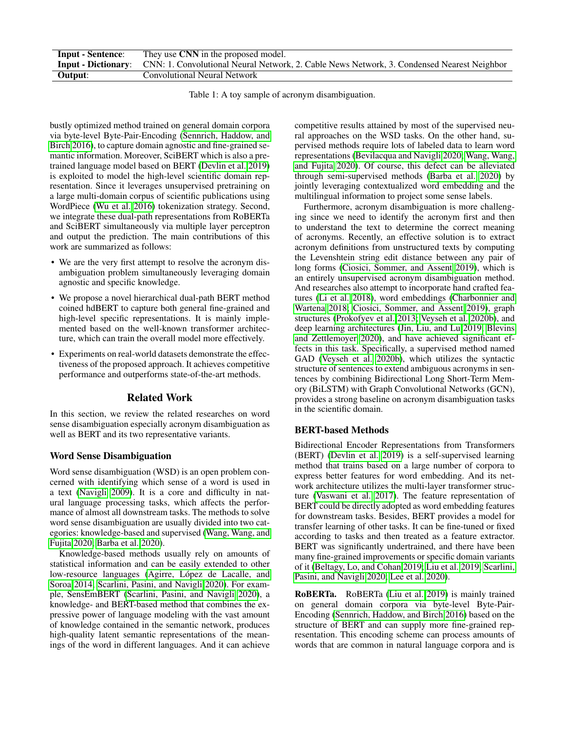| Input - Sentence: | They use **CNN** in the proposed model. |
|---|---|
| **Input - Dictionary**: | CNN: 1. Convolutional Neural Network, 2. Cable News Network, 3. Condensed Nearest Neighbor |
| **Output**: | Convolutional Neural Network |

Table 1: A toy sample of acronym disambiguation.

bustly optimized method trained on general domain corpora via byte-level Byte-Pair-Encoding (Sennrich, Haddow, and Birch 2016), to capture domain agnostic and fine-grained semantic information. Moreover, SciBERT which is also a pretrained language model based on BERT (Devlin et al. 2019) is exploited to model the high-level scientific domain representation. Since it leverages unsupervised pretraining on a large multi-domain corpus of scientific publications using WordPiece (Wu et al. 2016) tokenization strategy. Second, we integrate these dual-path representations from RoBERTa and SciBERT simultaneously via multiple layer perceptron and output the prediction. The main contributions of this work are summarized as follows:

- We are the very first attempt to resolve the acronym disambiguation problem simultaneously leveraging domain agnostic and specific knowledge.
- We propose a novel hierarchical dual-path BERT method coined hdBERT to capture both general fine-grained and high-level specific representations. It is mainly implemented based on the well-known transformer architecture, which can train the overall model more effectively.
- Experiments on real-world datasets demonstrate the effectiveness of the proposed approach. It achieves competitive performance and outperforms state-of-the-art methods.

## Related Work

In this section, we review the related researches on word sense disambiguation especially acronym disambiguation as well as BERT and its two representative variants.

### Word Sense Disambiguation

Word sense disambiguation (WSD) is an open problem concerned with identifying which sense of a word is used in a text (Navigli 2009). It is a core and difficulty in natural language processing tasks, which affects the performance of almost all downstream tasks. The methods to solve word sense disambiguation are usually divided into two categories: knowledge-based and supervised (Wang, Wang, and Fujita 2020; Barba et al. 2020).

Knowledge-based methods usually rely on amounts of statistical information and can be easily extended to other low-resource languages (Agirre, López de Lacalle, and Soroa 2014; Scarlini, Pasini, and Navigli 2020). For example, SensEmBERT (Scarlini, Pasini, and Navigli 2020), a knowledge- and BERT-based method that combines the expressive power of language modeling with the vast amount of knowledge contained in the semantic network, produces high-quality latent semantic representations of the meanings of the word in different languages. And it can achieve competitive results attained by most of the supervised neural approaches on the WSD tasks. On the other hand, supervised methods require lots of labeled data to learn word representations (Bevilacqua and Navigli 2020; Wang, Wang, and Fujita 2020). Of course, this defect can be alleviated through semi-supervised methods (Barba et al. 2020) by jointly leveraging contextualized word embedding and the multilingual information to project some sense labels.

Furthermore, acronym disambiguation is more challenging since we need to identify the acronym first and then to understand the text to determine the correct meaning of acronyms. Recently, an effective solution is to extract acronym definitions from unstructured texts by computing the Levenshtein string edit distance between any pair of long forms (Ciosici, Sommer, and Assent 2019), which is an entirely unsupervised acronym disambiguation method. And researches also attempt to incorporate hand crafted features (Li et al. 2018), word embeddings (Charbonnier and Wartena 2018; Ciosici, Sommer, and Assent 2019), graph structures (Prokofyev et al. 2013; Veyseh et al. 2020b), and deep learning architectures (Jin, Liu, and Lu 2019; Blevins and Zettlemoyer 2020), and have achieved significant effects in this task. Specifically, a supervised method named GAD (Veyseh et al. 2020b), which utilizes the syntactic structure of sentences to extend ambiguous acronyms in sentences by combining Bidirectional Long Short-Term Memory (BiLSTM) with Graph Convolutional Networks (GCN), provides a strong baseline on acronym disambiguation tasks in the scientific domain.

### BERT-based Methods

Bidirectional Encoder Representations from Transformers (BERT) (Devlin et al. 2019) is a self-supervised learning method that trains based on a large number of corpora to express better features for word embedding. And its network architecture utilizes the multi-layer transformer structure (Vaswani et al. 2017). The feature representation of BERT could be directly adopted as word embedding features for downstream tasks. Besides, BERT provides a model for transfer learning of other tasks. It can be fine-tuned or fixed according to tasks and then treated as a feature extractor. BERT was significantly undertrained, and there have been many fine-grained improvements or specific domain variants of it (Beltagy, Lo, and Cohan 2019; Liu et al. 2019; Scarlini, Pasini, and Navigli 2020; Lee et al. 2020).

**RoBERTa.** RoBERTa (Liu et al. 2019) is mainly trained on general domain corpora via byte-level Byte-Pair-Encoding (Sennrich, Haddow, and Birch 2016) based on the structure of BERT and can supply more fine-grained representation. This encoding scheme can process amounts of words that are common in natural language corpora and is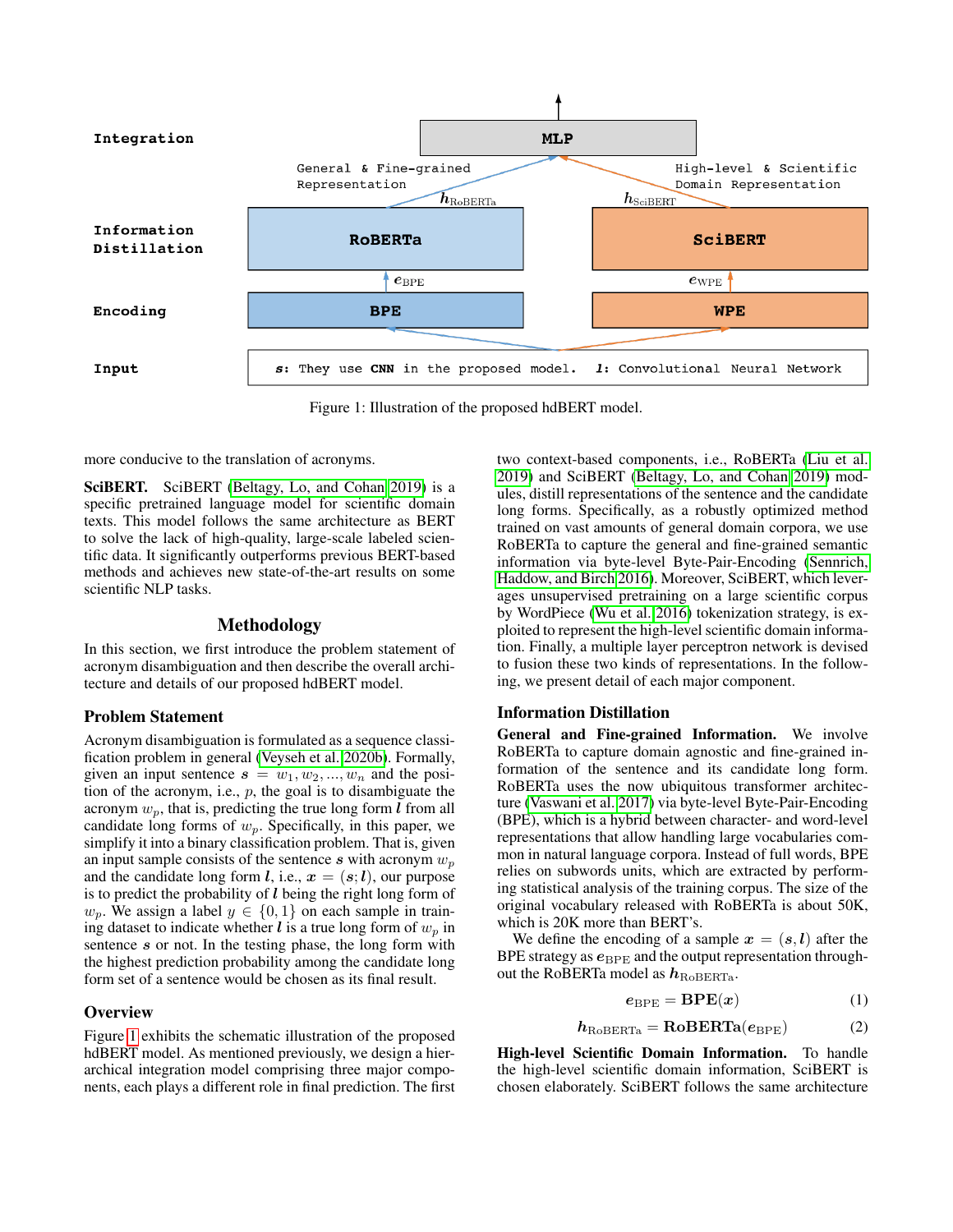Figure 1: Illustration of the proposed hdBERT model.

more conducive to the translation of acronyms.

**SciBERT.** SciBERT (Beltagy, Lo, and Cohan 2019) is a specific pretrained language model for scientific domain texts. This model follows the same architecture as BERT to solve the lack of high-quality, large-scale labeled scientific data. It significantly outperforms previous BERT-based methods and achieves new state-of-the-art results on some scientific NLP tasks.

## Methodology

In this section, we first introduce the problem statement of acronym disambiguation and then describe the overall architecture and details of our proposed hdBERT model.

### Problem Statement

Acronym disambiguation is formulated as a sequence classification problem in general (Veyseh et al. 2020b). Formally, given an input sentence $\boldsymbol{s} = w_1, w_2, ..., w_n$ and the position of the acronym, i.e., $p$, the goal is to disambiguate the acronym $w_p$, that is, predicting the true long form $\boldsymbol{l}$ from all candidate long forms of $w_p$. Specifically, in this paper, we simplify it into a binary classification problem. That is, given an input sample consists of the sentence $\boldsymbol{s}$ with acronym $w_p$ and the candidate long form $\boldsymbol{l}$, i.e., $\boldsymbol{x} = (\boldsymbol{s}; \boldsymbol{l})$, our purpose is to predict the probability of $\boldsymbol{l}$ being the right long form of $w_p$. We assign a label $y \in \{0, 1\}$ on each sample in training dataset to indicate whether $\boldsymbol{l}$ is a true long form of $w_p$ in sentence $\boldsymbol{s}$ or not. In the testing phase, the long form with the highest prediction probability among the candidate long form set of a sentence would be chosen as its final result.

### Overview

Figure 1 exhibits the schematic illustration of the proposed hdBERT model. As mentioned previously, we design a hierarchical integration model comprising three major components, each plays a different role in final prediction. The first two context-based components, i.e., RoBERTa (Liu et al. 2019) and SciBERT (Beltagy, Lo, and Cohan 2019) modules, distill representations of the sentence and the candidate long forms. Specifically, as a robustly optimized method trained on vast amounts of general domain corpora, we use RoBERTa to capture the general and fine-grained semantic information via byte-level Byte-Pair-Encoding (Sennrich, Haddow, and Birch 2016). Moreover, SciBERT, which leverages unsupervised pretraining on a large scientific corpus by WordPiece (Wu et al. 2016) tokenization strategy, is exploited to represent the high-level scientific domain information. Finally, a multiple layer perceptron network is devised to fusion these two kinds of representations. In the following, we present detail of each major component.

### Information Distillation

**General and Fine-grained Information.** We involve RoBERTa to capture domain agnostic and fine-grained information of the sentence and its candidate long form. RoBERTa uses the now ubiquitous transformer architecture (Vaswani et al. 2017) via byte-level Byte-Pair-Encoding (BPE), which is a hybrid between character- and word-level representations that allow handling large vocabularies common in natural language corpora. Instead of full words, BPE relies on subwords units, which are extracted by performing statistical analysis of the training corpus. The size of the original vocabulary released with RoBERTa is about 50K, which is 20K more than BERT's.

We define the encoding of a sample $\boldsymbol{x} = (\boldsymbol{s}, \boldsymbol{l})$ after the BPE strategy as $\boldsymbol{e}_{\text{BPE}}$ and the output representation throughout the RoBERTa model as $\boldsymbol{h}_{\text{RoBERTa}}$.

$$\boldsymbol{e}_{\text{BPE}} = \textbf{BPE}(\boldsymbol{x}) \tag{1}$$

$$\boldsymbol{h}_{\text{RoBERTa}} = \textbf{RoBERTa}(\boldsymbol{e}_{\text{BPE}}) \tag{2}$$

**High-level Scientific Domain Information.** To handle the high-level scientific domain information, SciBERT is chosen elaborately. SciBERT follows the same architecture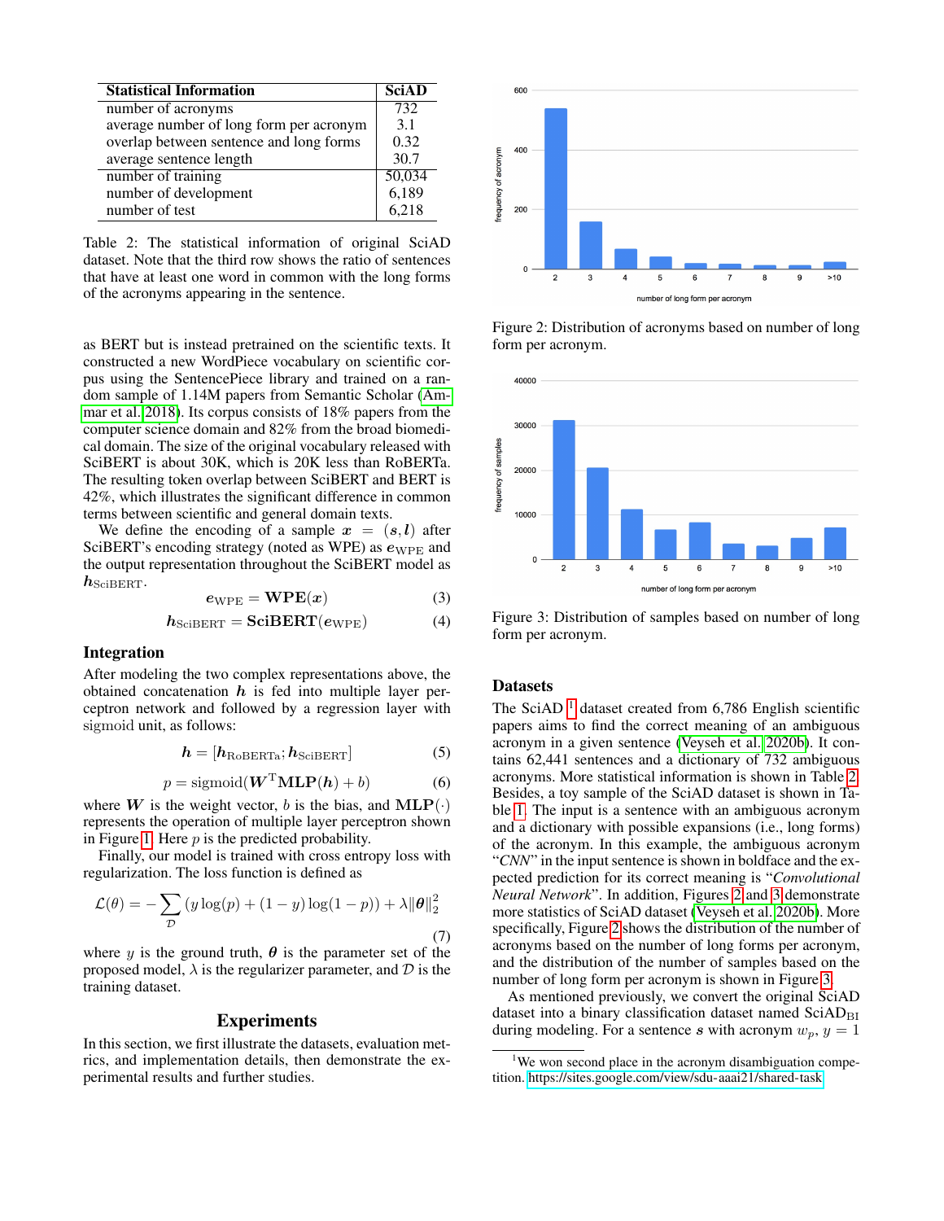| Statistical Information | SciAD |
|---|---|
| number of acronyms | 732 |
| average number of long form per acronym | 3.1 |
| overlap between sentence and long forms | 0.32 |
| average sentence length | 30.7 |
| number of training | 50,034 |
| number of development | 6,189 |
| number of test | 6,218 |

Table 2: The statistical information of original SciAD dataset. Note that the third row shows the ratio of sentences that have at least one word in common with the long forms of the acronyms appearing in the sentence.

as BERT but is instead pretrained on the scientific texts. It constructed a new WordPiece vocabulary on scientific corpus using the SentencePiece library and trained on a random sample of 1.14M papers from Semantic Scholar (Ammar et al. 2018). Its corpus consists of 18% papers from the computer science domain and 82% from the broad biomedical domain. The size of the original vocabulary released with SciBERT is about 30K, which is 20K less than RoBERTa. The resulting token overlap between SciBERT and BERT is 42%, which illustrates the significant difference in common terms between scientific and general domain texts.

We define the encoding of a sample $\boldsymbol{x} = (\boldsymbol{s}, \boldsymbol{l})$ after SciBERT's encoding strategy (noted as WPE) as $\boldsymbol{e}_{\text{WPE}}$ and the output representation throughout the SciBERT model as $\boldsymbol{h}_{\text{SciBERT}}$.

$$\boldsymbol{e}_{\text{WPE}} = \mathbf{WPE}(\boldsymbol{x}) \tag{3}$$

$$\boldsymbol{h}_{\text{SciBERT}} = \mathbf{SciBERT}(\boldsymbol{e}_{\text{WPE}}) \tag{4}$$

### Integration

After modeling the two complex representations above, the obtained concatenation $\boldsymbol{h}$ is fed into multiple layer perceptron network and followed by a regression layer with sigmoid unit, as follows:

$$\boldsymbol{h} = [\boldsymbol{h}_{\text{RoBERTa}}; \boldsymbol{h}_{\text{SciBERT}}] \tag{5}$$

$$p = \text{sigmoid}(\boldsymbol{W}^{\text{T}}\mathbf{MLP}(\boldsymbol{h}) + b) \tag{6}$$

where $\boldsymbol{W}$ is the weight vector, $b$ is the bias, and $\mathbf{MLP}(\cdot)$ represents the operation of multiple layer perceptron shown in Figure 1. Here $p$ is the predicted probability.

Finally, our model is trained with cross entropy loss with regularization. The loss function is defined as

$$\mathcal{L}(\theta) = -\sum_{\mathcal{D}} (y \log(p) + (1-y)\log(1-p)) + \lambda \|\boldsymbol{\theta}\|_2^2 \tag{7}$$

where $y$ is the ground truth, $\boldsymbol{\theta}$ is the parameter set of the proposed model, $\lambda$ is the regularizer parameter, and $\mathcal{D}$ is the training dataset.

## Experiments

In this section, we first illustrate the datasets, evaluation metrics, and implementation details, then demonstrate the experimental results and further studies.

Figure 2: Distribution of acronyms based on number of long form per acronym.

Figure 3: Distribution of samples based on number of long form per acronym.

### Datasets

The SciAD [1] dataset created from 6,786 English scientific papers aims to find the correct meaning of an ambiguous acronym in a given sentence (Veyseh et al. 2020b). It contains 62,441 sentences and a dictionary of 732 ambiguous acronyms. More statistical information is shown in Table 2. Besides, a toy sample of the SciAD dataset is shown in Table 1. The input is a sentence with an ambiguous acronym and a dictionary with possible expansions (i.e., long forms) of the acronym. In this example, the ambiguous acronym "*CNN*" in the input sentence is shown in boldface and the expected prediction for its correct meaning is "*Convolutional Neural Network*". In addition, Figures 2 and 3 demonstrate more statistics of SciAD dataset (Veyseh et al. 2020b). More specifically, Figure 2 shows the distribution of the number of acronyms based on the number of long forms per acronym, and the distribution of the number of samples based on the number of long form per acronym is shown in Figure 3.

As mentioned previously, we convert the original SciAD dataset into a binary classification dataset named $\text{SciAD}_{\text{BI}}$ during modeling. For a sentence $\boldsymbol{s}$ with acronym $w_p$, $y = 1$

[1] We won second place in the acronym disambiguation competition. https://sites.google.com/view/sdu-aaai21/shared-task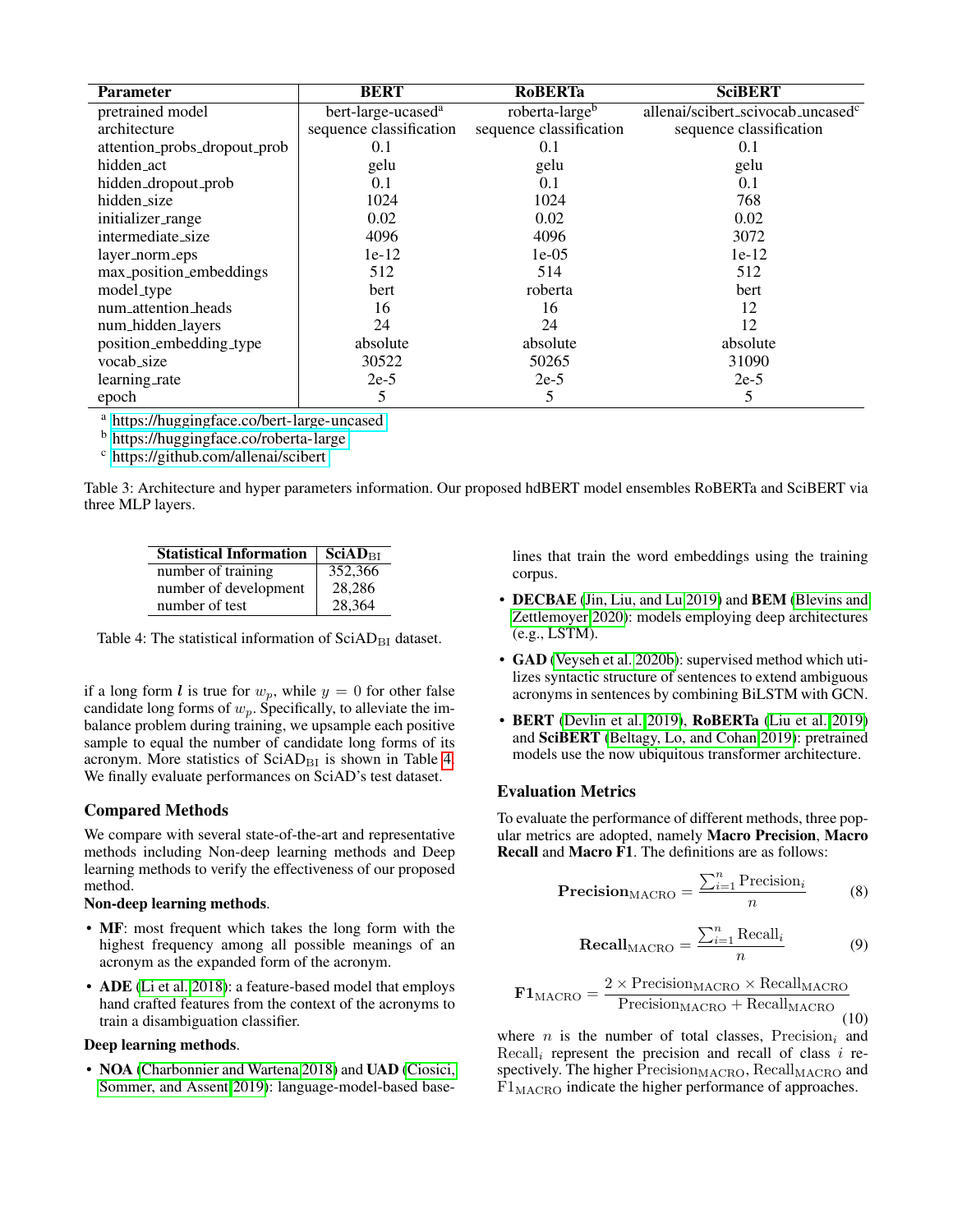| Parameter | BERT | RoBERTa | SciBERT |
|---|---|---|---|
| pretrained model | bert-large-ucased[a] | roberta-large[b] | allenai/scibert_scivocab_uncased[c] |
| architecture | sequence classification | sequence classification | sequence classification |
| attention_probs_dropout_prob | 0.1 | 0.1 | 0.1 |
| hidden_act | gelu | gelu | gelu |
| hidden_dropout_prob | 0.1 | 0.1 | 0.1 |
| hidden_size | 1024 | 1024 | 768 |
| initializer_range | 0.02 | 0.02 | 0.02 |
| intermediate_size | 4096 | 4096 | 3072 |
| layer_norm_eps | 1e-12 | 1e-05 | 1e-12 |
| max_position_embeddings | 512 | 514 | 512 |
| model_type | bert | roberta | bert |
| num_attention_heads | 16 | 16 | 12 |
| num_hidden_layers | 24 | 24 | 12 |
| position_embedding_type | absolute | absolute | absolute |
| vocab_size | 30522 | 50265 | 31090 |
| learning_rate | 2e-5 | 2e-5 | 2e-5 |
| epoch | 5 | 5 | 5 |

[a] https://huggingface.co/bert-large-uncased
[b] https://huggingface.co/roberta-large
[c] https://github.com/allenai/scibert

Table 3: Architecture and hyper parameters information. Our proposed hdBERT model ensembles RoBERTa and SciBERT via three MLP layers.

| Statistical Information | $\text{SciAD}_{\text{BI}}$ |
|---|---|
| number of training | 352,366 |
| number of development | 28,286 |
| number of test | 28,364 |

Table 4: The statistical information of $\text{SciAD}_{\text{BI}}$ dataset.

if a long form $\boldsymbol{l}$ is true for $w_p$, while $y = 0$ for other false candidate long forms of $w_p$. Specifically, to alleviate the imbalance problem during training, we upsample each positive sample to equal the number of candidate long forms of its acronym. More statistics of $\text{SciAD}_{\text{BI}}$ is shown in Table 4. We finally evaluate performances on SciAD's test dataset.

## Compared Methods

We compare with several state-of-the-art and representative methods including Non-deep learning methods and Deep learning methods to verify the effectiveness of our proposed method.

**Non-deep learning methods**.

- **MF**: most frequent which takes the long form with the highest frequency among all possible meanings of an acronym as the expanded form of the acronym.
- **ADE** (Li et al. 2018): a feature-based model that employs hand crafted features from the context of the acronyms to train a disambiguation classifier.

**Deep learning methods**.

- **NOA** (Charbonnier and Wartena 2018) and **UAD** (Ciosici, Sommer, and Assent 2019): language-model-based baselines that train the word embeddings using the training corpus.
- **DECBAE** (Jin, Liu, and Lu 2019) and **BEM** (Blevins and Zettlemoyer 2020): models employing deep architectures (e.g., LSTM).
- **GAD** (Veyseh et al. 2020b): supervised method which utilizes syntactic structure of sentences to extend ambiguous acronyms in sentences by combining BiLSTM with GCN.
- **BERT** (Devlin et al. 2019), **RoBERTa** (Liu et al. 2019) and **SciBERT** (Beltagy, Lo, and Cohan 2019): pretrained models use the now ubiquitous transformer architecture.

## Evaluation Metrics

To evaluate the performance of different methods, three popular metrics are adopted, namely **Macro Precision**, **Macro Recall** and **Macro F1**. The definitions are as follows:

$$\textbf{Precision}_{\text{MACRO}} = \frac{\sum_{i=1}^{n} \text{Precision}_i}{n} \tag{8}$$

$$\textbf{Recall}_{\text{MACRO}} = \frac{\sum_{i=1}^{n} \text{Recall}_i}{n} \tag{9}$$

$$\textbf{F1}_{\text{MACRO}} = \frac{2 \times \text{Precision}_{\text{MACRO}} \times \text{Recall}_{\text{MACRO}}}{\text{Precision}_{\text{MACRO}} + \text{Recall}_{\text{MACRO}}} \tag{10}$$

where $n$ is the number of total classes, $\text{Precision}_i$ and $\text{Recall}_i$ represent the precision and recall of class $i$ respectively. The higher $\text{Precision}_{\text{MACRO}}$, $\text{Recall}_{\text{MACRO}}$ and $\text{F1}_{\text{MACRO}}$ indicate the higher performance of approaches.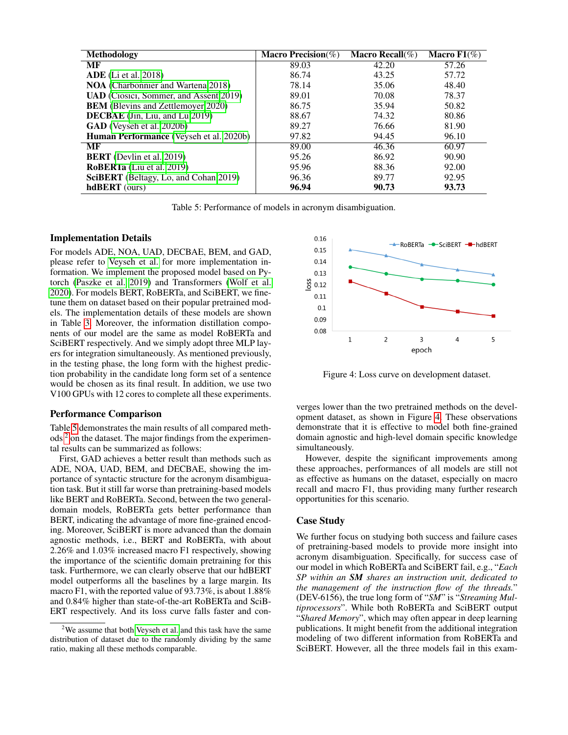| Methodology | Macro Precision(%) | Macro Recall(%) | Macro F1(%) |
|---|---|---|---|
| **MF** | 89.03 | 42.20 | 57.26 |
| **ADE** (Li et al. 2018) | 86.74 | 43.25 | 57.72 |
| **NOA** (Charbonnier and Wartena 2018) | 78.14 | 35.06 | 48.40 |
| **UAD** (Ciosici, Sommer, and Assent 2019) | 89.01 | 70.08 | 78.37 |
| **BEM** (Blevins and Zettlemoyer 2020) | 86.75 | 35.94 | 50.82 |
| **DECBAE** (Jin, Liu, and Lu 2019) | 88.67 | 74.32 | 80.86 |
| **GAD** (Veyseh et al. 2020b) | 89.27 | 76.66 | 81.90 |
| **Human Performance** (Veyseh et al. 2020b) | 97.82 | 94.45 | 96.10 |
| **MF** | 89.00 | 46.36 | 60.97 |
| **BERT** (Devlin et al. 2019) | 95.26 | 86.92 | 90.90 |
| **RoBERTa** (Liu et al. 2019) | 95.96 | 88.36 | 92.00 |
| **SciBERT** (Beltagy, Lo, and Cohan 2019) | 96.36 | 89.77 | 92.95 |
| **hdBERT** (ours) | **96.94** | **90.73** | **93.73** |

Table 5: Performance of models in acronym disambiguation.

### Implementation Details

For models ADE, NOA, UAD, DECBAE, BEM, and GAD, please refer to Veyseh et al. for more implementation information. We implement the proposed model based on Pytorch (Paszke et al. 2019) and Transformers (Wolf et al. 2020). For models BERT, RoBERTa, and SciBERT, we fine-tune them on dataset based on their popular pretrained models. The implementation details of these models are shown in Table 3. Moreover, the information distillation components of our model are the same as model RoBERTa and SciBERT respectively. And we simply adopt three MLP layers for integration simultaneously. As mentioned previously, in the testing phase, the long form with the highest prediction probability in the candidate long form set of a sentence would be chosen as its final result. In addition, we use two V100 GPUs with 12 cores to complete all these experiments.

### Performance Comparison

Table 5 demonstrates the main results of all compared methods [2] on the dataset. The major findings from the experimental results can be summarized as follows:

First, GAD achieves a better result than methods such as ADE, NOA, UAD, BEM, and DECBAE, showing the importance of syntactic structure for the acronym disambiguation task. But it still far worse than pretraining-based models like BERT and RoBERTa. Second, between the two general-domain models, RoBERTa gets better performance than BERT, indicating the advantage of more fine-grained encoding. Moreover, SciBERT is more advanced than the domain agnostic methods, i.e., BERT and RoBERTa, with about 2.26% and 1.03% increased macro F1 respectively, showing the importance of the scientific domain pretraining for this task. Furthermore, we can clearly observe that our hdBERT model outperforms all the baselines by a large margin. Its macro F1, with the reported value of 93.73%, is about 1.88% and 0.84% higher than state-of-the-art RoBERTa and SciBERT respectively. And its loss curve falls faster and converges lower than the two pretrained methods on the development dataset, as shown in Figure 4. These observations demonstrate that it is effective to model both fine-grained domain agnostic and high-level domain specific knowledge simultaneously.

[2] We assume that both Veyseh et al. and this task have the same distribution of dataset due to the randomly dividing by the same ratio, making all these methods comparable.

Figure 4: Loss curve on development dataset.

However, despite the significant improvements among these approaches, performances of all models are still not as effective as humans on the dataset, especially on macro recall and macro F1, thus providing many further research opportunities for this scenario.

### Case Study

We further focus on studying both success and failure cases of pretraining-based models to provide more insight into acronym disambiguation. Specifically, for success case of our model in which RoBERTa and SciBERT fail, e.g., "*Each SP within an* ***SM*** *shares an instruction unit, dedicated to the management of the instruction flow of the threads.*" (DEV-6156), the true long form of "*SM*" is "*Streaming Multiprocessors*". While both RoBERTa and SciBERT output "*Shared Memory*", which may often appear in deep learning publications. It might benefit from the additional integration modeling of two different information from RoBERTa and SciBERT. However, all the three models fail in this exam-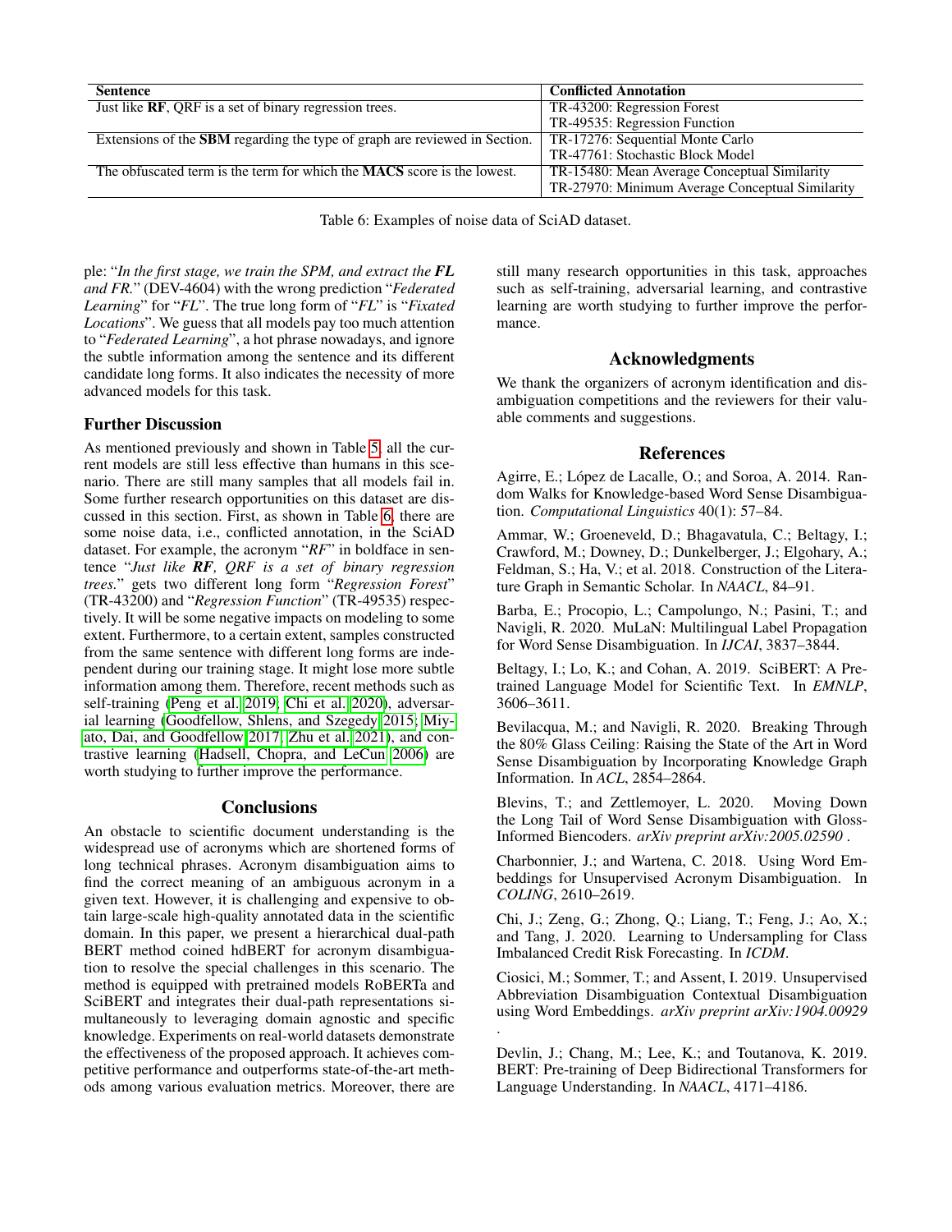| Sentence | Conflicted Annotation |
|---|---|
| Just like **RF**, QRF is a set of binary regression trees. | TR-43200: Regression Forest<br>TR-49535: Regression Function |
| Extensions of the **SBM** regarding the type of graph are reviewed in Section. | TR-17276: Sequential Monte Carlo<br>TR-47761: Stochastic Block Model |
| The obfuscated term is the term for which the **MACS** score is the lowest. | TR-15480: Mean Average Conceptual Similarity<br>TR-27970: Minimum Average Conceptual Similarity |

Table 6: Examples of noise data of SciAD dataset.

ple: "*In the first stage, we train the SPM, and extract the **FL** and FR.*" (DEV-4604) with the wrong prediction "*Federated Learning*" for "*FL*". The true long form of "*FL*" is "*Fixated Locations*". We guess that all models pay too much attention to "*Federated Learning*", a hot phrase nowadays, and ignore the subtle information among the sentence and its different candidate long forms. It also indicates the necessity of more advanced models for this task.

### Further Discussion

As mentioned previously and shown in Table 5, all the current models are still less effective than humans in this scenario. There are still many samples that all models fail in. Some further research opportunities on this dataset are discussed in this section. First, as shown in Table 6, there are some noise data, i.e., conflicted annotation, in the SciAD dataset. For example, the acronym "*RF*" in boldface in sentence "*Just like **RF**, QRF is a set of binary regression trees.*" gets two different long form "*Regression Forest*" (TR-43200) and "*Regression Function*" (TR-49535) respectively. It will be some negative impacts on modeling to some extent. Furthermore, to a certain extent, samples constructed from the same sentence with different long forms are independent during our training stage. It might lose more subtle information among them. Therefore, recent methods such as self-training (Peng et al. 2019; Chi et al. 2020), adversarial learning (Goodfellow, Shlens, and Szegedy 2015; Miyato, Dai, and Goodfellow 2017; Zhu et al. 2021), and contrastive learning (Hadsell, Chopra, and LeCun 2006) are worth studying to further improve the performance.

## Conclusions

An obstacle to scientific document understanding is the widespread use of acronyms which are shortened forms of long technical phrases. Acronym disambiguation aims to find the correct meaning of an ambiguous acronym in a given text. However, it is challenging and expensive to obtain large-scale high-quality annotated data in the scientific domain. In this paper, we present a hierarchical dual-path BERT method coined hdBERT for acronym disambiguation to resolve the special challenges in this scenario. The method is equipped with pretrained models RoBERTa and SciBERT and integrates their dual-path representations simultaneously to leveraging domain agnostic and specific knowledge. Experiments on real-world datasets demonstrate the effectiveness of the proposed approach. It achieves competitive performance and outperforms state-of-the-art methods among various evaluation metrics. Moreover, there are still many research opportunities in this task, approaches such as self-training, adversarial learning, and contrastive learning are worth studying to further improve the performance.

## Acknowledgments

We thank the organizers of acronym identification and disambiguation competitions and the reviewers for their valuable comments and suggestions.

## References

Agirre, E.; López de Lacalle, O.; and Soroa, A. 2014. Random Walks for Knowledge-based Word Sense Disambiguation. *Computational Linguistics* 40(1): 57–84.

Ammar, W.; Groeneveld, D.; Bhagavatula, C.; Beltagy, I.; Crawford, M.; Downey, D.; Dunkelberger, J.; Elgohary, A.; Feldman, S.; Ha, V.; et al. 2018. Construction of the Literature Graph in Semantic Scholar. In *NAACL*, 84–91.

Barba, E.; Procopio, L.; Campolungo, N.; Pasini, T.; and Navigli, R. 2020. MuLaN: Multilingual Label Propagation for Word Sense Disambiguation. In *IJCAI*, 3837–3844.

Beltagy, I.; Lo, K.; and Cohan, A. 2019. SciBERT: A Pretrained Language Model for Scientific Text. In *EMNLP*, 3606–3611.

Bevilacqua, M.; and Navigli, R. 2020. Breaking Through the 80% Glass Ceiling: Raising the State of the Art in Word Sense Disambiguation by Incorporating Knowledge Graph Information. In *ACL*, 2854–2864.

Blevins, T.; and Zettlemoyer, L. 2020. Moving Down the Long Tail of Word Sense Disambiguation with Gloss-Informed Biencoders. *arXiv preprint arXiv:2005.02590* .

Charbonnier, J.; and Wartena, C. 2018. Using Word Embeddings for Unsupervised Acronym Disambiguation. In *COLING*, 2610–2619.

Chi, J.; Zeng, G.; Zhong, Q.; Liang, T.; Feng, J.; Ao, X.; and Tang, J. 2020. Learning to Undersampling for Class Imbalanced Credit Risk Forecasting. In *ICDM*.

Ciosici, M.; Sommer, T.; and Assent, I. 2019. Unsupervised Abbreviation Disambiguation Contextual Disambiguation using Word Embeddings. *arXiv preprint arXiv:1904.00929* .

Devlin, J.; Chang, M.; Lee, K.; and Toutanova, K. 2019. BERT: Pre-training of Deep Bidirectional Transformers for Language Understanding. In *NAACL*, 4171–4186.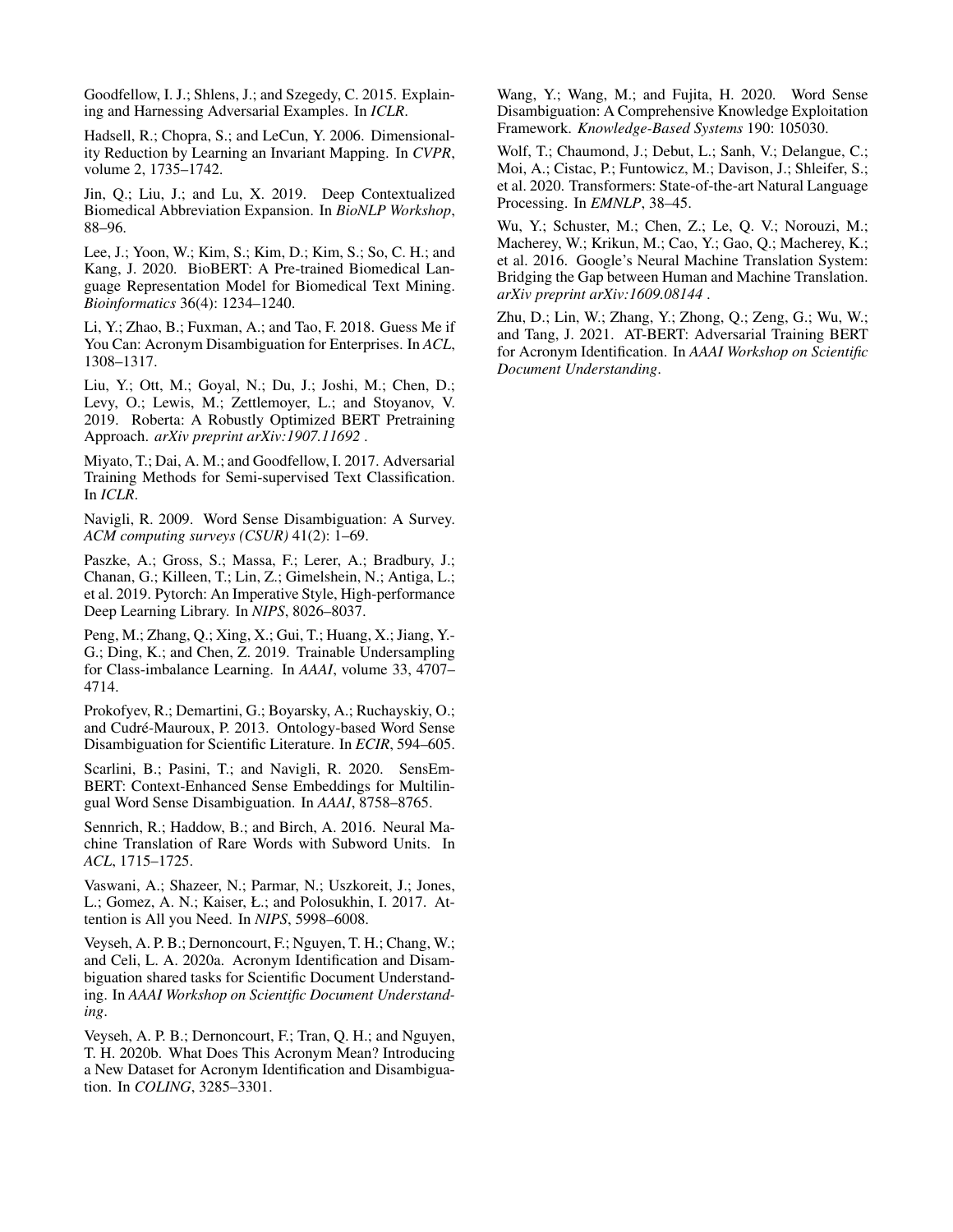Goodfellow, I. J.; Shlens, J.; and Szegedy, C. 2015. Explaining and Harnessing Adversarial Examples. In *ICLR*.

Hadsell, R.; Chopra, S.; and LeCun, Y. 2006. Dimensionality Reduction by Learning an Invariant Mapping. In *CVPR*, volume 2, 1735–1742.

Jin, Q.; Liu, J.; and Lu, X. 2019. Deep Contextualized Biomedical Abbreviation Expansion. In *BioNLP Workshop*, 88–96.

Lee, J.; Yoon, W.; Kim, S.; Kim, D.; Kim, S.; So, C. H.; and Kang, J. 2020. BioBERT: A Pre-trained Biomedical Language Representation Model for Biomedical Text Mining. *Bioinformatics* 36(4): 1234–1240.

Li, Y.; Zhao, B.; Fuxman, A.; and Tao, F. 2018. Guess Me if You Can: Acronym Disambiguation for Enterprises. In *ACL*, 1308–1317.

Liu, Y.; Ott, M.; Goyal, N.; Du, J.; Joshi, M.; Chen, D.; Levy, O.; Lewis, M.; Zettlemoyer, L.; and Stoyanov, V. 2019. Roberta: A Robustly Optimized BERT Pretraining Approach. *arXiv preprint arXiv:1907.11692* .

Miyato, T.; Dai, A. M.; and Goodfellow, I. 2017. Adversarial Training Methods for Semi-supervised Text Classification. In *ICLR*.

Navigli, R. 2009. Word Sense Disambiguation: A Survey. *ACM computing surveys (CSUR)* 41(2): 1–69.

Paszke, A.; Gross, S.; Massa, F.; Lerer, A.; Bradbury, J.; Chanan, G.; Killeen, T.; Lin, Z.; Gimelshein, N.; Antiga, L.; et al. 2019. Pytorch: An Imperative Style, High-performance Deep Learning Library. In *NIPS*, 8026–8037.

Peng, M.; Zhang, Q.; Xing, X.; Gui, T.; Huang, X.; Jiang, Y.-G.; Ding, K.; and Chen, Z. 2019. Trainable Undersampling for Class-imbalance Learning. In *AAAI*, volume 33, 4707–4714.

Prokofyev, R.; Demartini, G.; Boyarsky, A.; Ruchayskiy, O.; and Cudré-Mauroux, P. 2013. Ontology-based Word Sense Disambiguation for Scientific Literature. In *ECIR*, 594–605.

Scarlini, B.; Pasini, T.; and Navigli, R. 2020. SensEmBERT: Context-Enhanced Sense Embeddings for Multilingual Word Sense Disambiguation. In *AAAI*, 8758–8765.

Sennrich, R.; Haddow, B.; and Birch, A. 2016. Neural Machine Translation of Rare Words with Subword Units. In *ACL*, 1715–1725.

Vaswani, A.; Shazeer, N.; Parmar, N.; Uszkoreit, J.; Jones, L.; Gomez, A. N.; Kaiser, Ł.; and Polosukhin, I. 2017. Attention is All you Need. In *NIPS*, 5998–6008.

Veyseh, A. P. B.; Dernoncourt, F.; Nguyen, T. H.; Chang, W.; and Celi, L. A. 2020a. Acronym Identification and Disambiguation shared tasks for Scientific Document Understanding. In *AAAI Workshop on Scientific Document Understanding*.

Veyseh, A. P. B.; Dernoncourt, F.; Tran, Q. H.; and Nguyen, T. H. 2020b. What Does This Acronym Mean? Introducing a New Dataset for Acronym Identification and Disambiguation. In *COLING*, 3285–3301.

Wang, Y.; Wang, M.; and Fujita, H. 2020. Word Sense Disambiguation: A Comprehensive Knowledge Exploitation Framework. *Knowledge-Based Systems* 190: 105030.

Wolf, T.; Chaumond, J.; Debut, L.; Sanh, V.; Delangue, C.; Moi, A.; Cistac, P.; Funtowicz, M.; Davison, J.; Shleifer, S.; et al. 2020. Transformers: State-of-the-art Natural Language Processing. In *EMNLP*, 38–45.

Wu, Y.; Schuster, M.; Chen, Z.; Le, Q. V.; Norouzi, M.; Macherey, W.; Krikun, M.; Cao, Y.; Gao, Q.; Macherey, K.; et al. 2016. Google's Neural Machine Translation System: Bridging the Gap between Human and Machine Translation. *arXiv preprint arXiv:1609.08144* .

Zhu, D.; Lin, W.; Zhang, Y.; Zhong, Q.; Zeng, G.; Wu, W.; and Tang, J. 2021. AT-BERT: Adversarial Training BERT for Acronym Identification. In *AAAI Workshop on Scientific Document Understanding*.